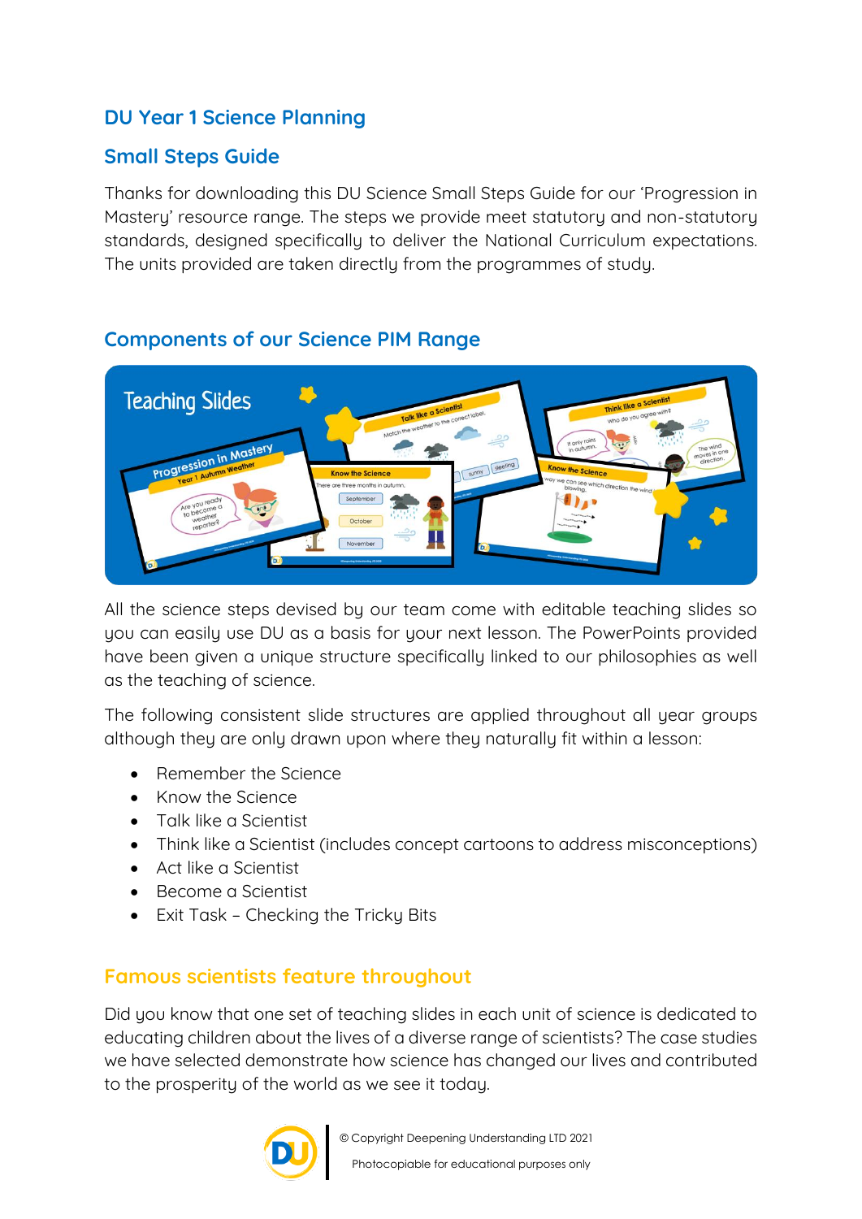# DU Year 1 Science Planning

## Small Steps Guide

Thanks for downloading this DU Science Small Steps Guide for our 'Progression in Mastery' resource range. The steps we provide meet statutory and non-statutory standards, designed specifically to deliver the National Curriculum expectations. The units provided are taken directly from the programmes of study.

## Components of our Science PIM Range

All the science steps devised by our team come with editable teaching slides so you can easily use DU as a basis for your next lesson. The PowerPoints provided have been given a unique structure specifically linked to our philosophies as well as the teaching of science.

The following consistent slide structures are applied throughout all year groups although they are only drawn upon where they naturally fit within a lesson:

- Remember the Science
- Know the Science
- Talk like a Scientist
- Think like a Scientist (includes concept cartoons to address misconceptions)
- Act like a Scientist
- Become a Scientist
- Exit Task – Checking the Tricky Bits

## Famous scientists feature throughout

Did you know that one set of teaching slides in each unit of science is dedicated to educating children about the lives of a diverse range of scientists? The case studies we have selected demonstrate how science has changed our lives and contributed to the prosperity of the world as we see it today.

© Copyright Deepening Understanding LTD 2021

Photocopiable for educational purposes only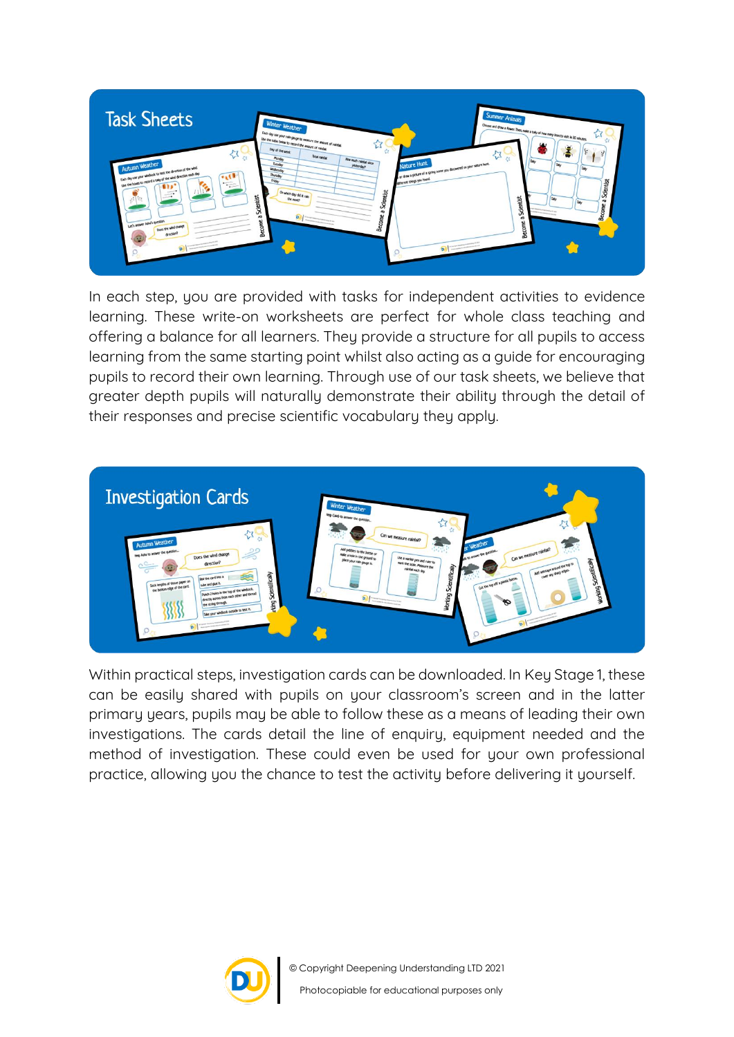## Task Sheets

In each step, you are provided with tasks for independent activities to evidence learning. These write-on worksheets are perfect for whole class teaching and offering a balance for all learners. They provide a structure for all pupils to access learning from the same starting point whilst also acting as a guide for encouraging pupils to record their own learning. Through use of our task sheets, we believe that greater depth pupils will naturally demonstrate their ability through the detail of their responses and precise scientific vocabulary they apply.

## Investigation Cards

Within practical steps, investigation cards can be downloaded. In Key Stage 1, these can be easily shared with pupils on your classroom's screen and in the latter primary years, pupils may be able to follow these as a means of leading their own investigations. The cards detail the line of enquiry, equipment needed and the method of investigation. These could even be used for your own professional practice, allowing you the chance to test the activity before delivering it yourself.

© Copyright Deepening Understanding LTD 2021

Photocopiable for educational purposes only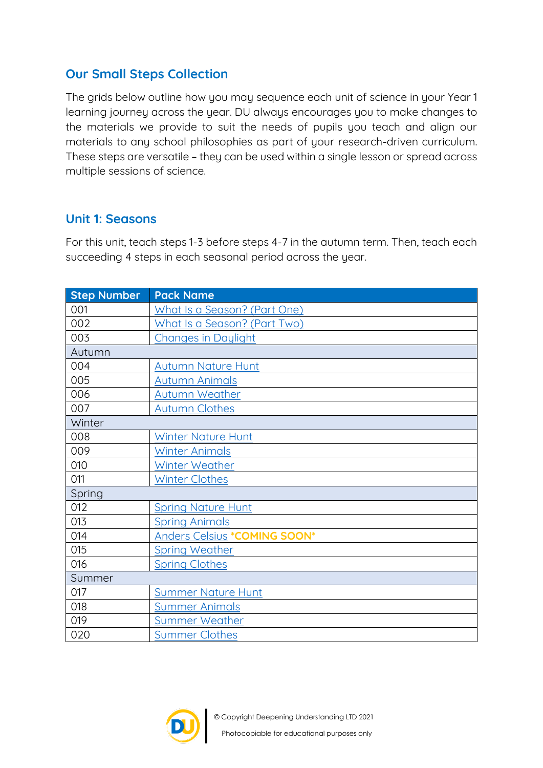## Our Small Steps Collection

The grids below outline how you may sequence each unit of science in your Year 1 learning journey across the year. DU always encourages you to make changes to the materials we provide to suit the needs of pupils you teach and align our materials to any school philosophies as part of your research-driven curriculum. These steps are versatile – they can be used within a single lesson or spread across multiple sessions of science.

## Unit 1: Seasons

For this unit, teach steps 1-3 before steps 4-7 in the autumn term. Then, teach each succeeding 4 steps in each seasonal period across the year.

| Step Number | Pack Name |
|---|---|
| 001 | What Is a Season? (Part One) |
| 002 | What Is a Season? (Part Two) |
| 003 | Changes in Daylight |
| Autumn | |
| 004 | Autumn Nature Hunt |
| 005 | Autumn Animals |
| 006 | Autumn Weather |
| 007 | Autumn Clothes |
| Winter | |
| 008 | Winter Nature Hunt |
| 009 | Winter Animals |
| 010 | Winter Weather |
| 011 | Winter Clothes |
| Spring | |
| 012 | Spring Nature Hunt |
| 013 | Spring Animals |
| 014 | Anders Celsius *COMING SOON* |
| 015 | Spring Weather |
| 016 | Spring Clothes |
| Summer | |
| 017 | Summer Nature Hunt |
| 018 | Summer Animals |
| 019 | Summer Weather |
| 020 | Summer Clothes |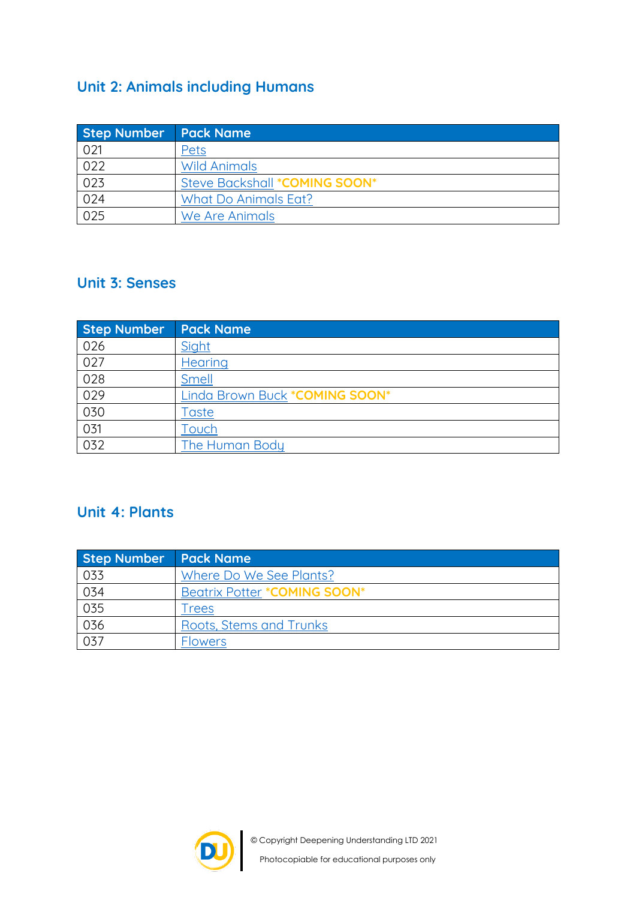## Unit 2: Animals including Humans

| Step Number | Pack Name |
| --- | --- |
| 021 | Pets |
| 022 | Wild Animals |
| 023 | Steve Backshall *COMING SOON* |
| 024 | What Do Animals Eat? |
| 025 | We Are Animals |

## Unit 3: Senses

| Step Number | Pack Name |
| --- | --- |
| 026 | Sight |
| 027 | Hearing |
| 028 | Smell |
| 029 | Linda Brown Buck *COMING SOON* |
| 030 | Taste |
| 031 | Touch |
| 032 | The Human Body |

## Unit 4: Plants

| Step Number | Pack Name |
| --- | --- |
| 033 | Where Do We See Plants? |
| 034 | Beatrix Potter *COMING SOON* |
| 035 | Trees |
| 036 | Roots, Stems and Trunks |
| 037 | Flowers |

© Copyright Deepening Understanding LTD 2021

Photocopiable for educational purposes only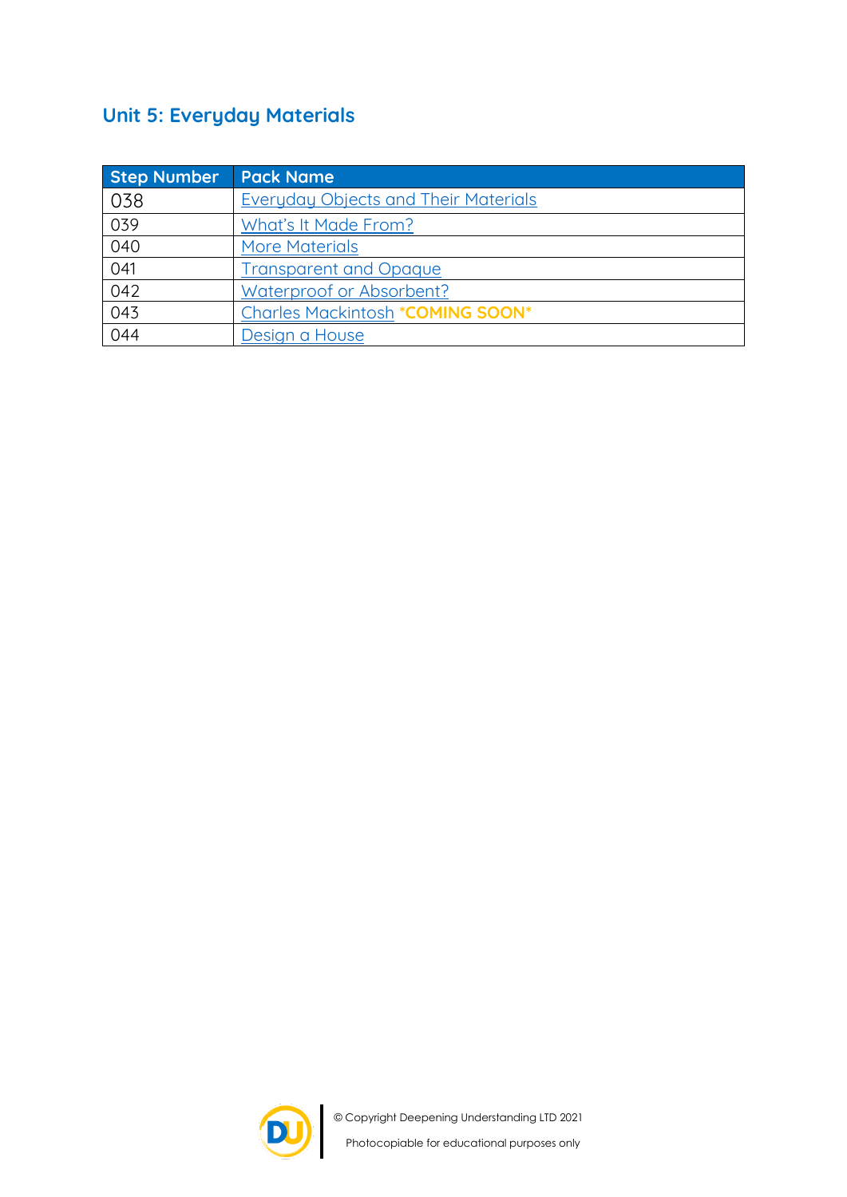## Unit 5: Everyday Materials

| Step Number | Pack Name |
|---|---|
| 038 | Everyday Objects and Their Materials |
| 039 | What's It Made From? |
| 040 | More Materials |
| 041 | Transparent and Opaque |
| 042 | Waterproof or Absorbent? |
| 043 | Charles Mackintosh *COMING SOON* |
| 044 | Design a House |

© Copyright Deepening Understanding LTD 2021

Photocopiable for educational purposes only